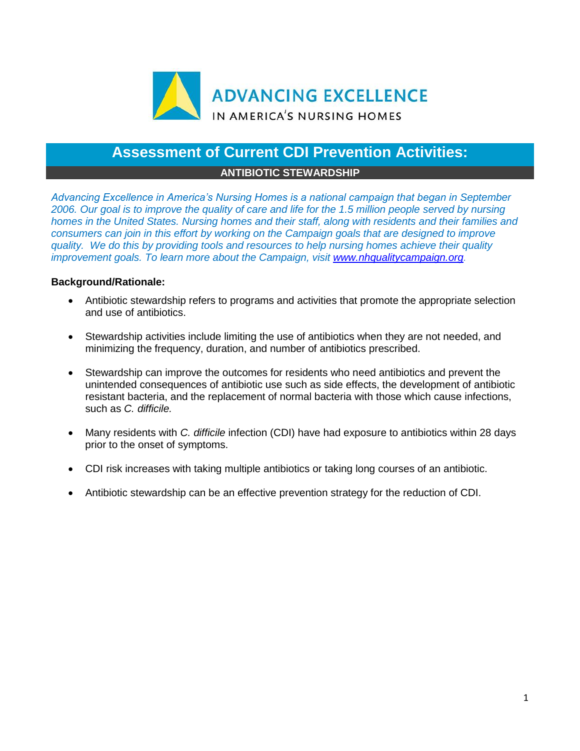ADVANCING EXCELLENCE

IN AMERICA'S NURSING HOMES

# Assessment of Current CDI Prevention Activities:

## ANTIBIOTIC STEWARDSHIP

*Advancing Excellence in America's Nursing Homes is a national campaign that began in September 2006. Our goal is to improve the quality of care and life for the 1.5 million people served by nursing homes in the United States. Nursing homes and their staff, along with residents and their families and consumers can join in this effort by working on the Campaign goals that are designed to improve quality. We do this by providing tools and resources to help nursing homes achieve their quality improvement goals. To learn more about the Campaign, visit [www.nhqualitycampaign.org](http://www.nhqualitycampaign.org).*

**Background/Rationale:**

- Antibiotic stewardship refers to programs and activities that promote the appropriate selection and use of antibiotics.
- Stewardship activities include limiting the use of antibiotics when they are not needed, and minimizing the frequency, duration, and number of antibiotics prescribed.
- Stewardship can improve the outcomes for residents who need antibiotics and prevent the unintended consequences of antibiotic use such as side effects, the development of antibiotic resistant bacteria, and the replacement of normal bacteria with those which cause infections, such as *C. difficile.*
- Many residents with *C. difficile* infection (CDI) have had exposure to antibiotics within 28 days prior to the onset of symptoms.
- CDI risk increases with taking multiple antibiotics or taking long courses of an antibiotic.
- Antibiotic stewardship can be an effective prevention strategy for the reduction of CDI.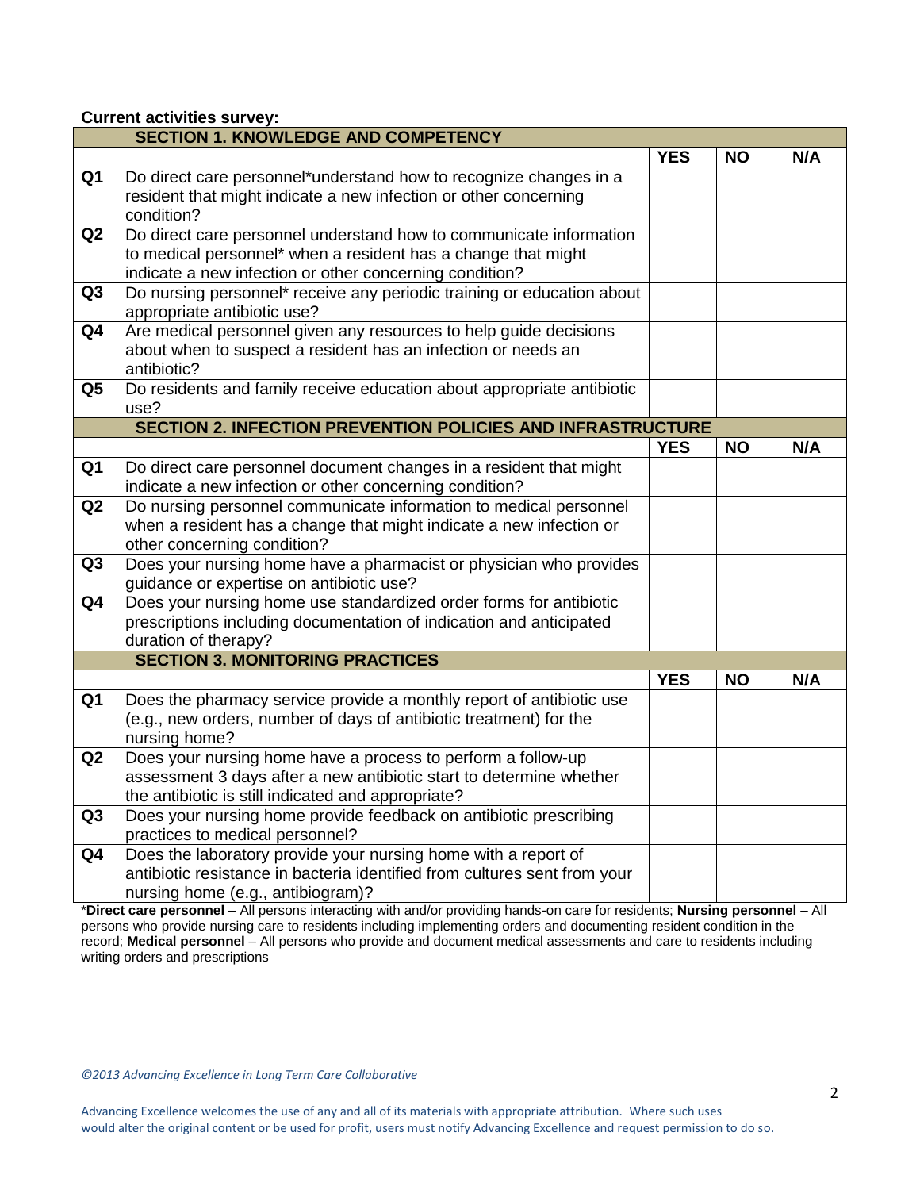**Current activities survey:**

| | | YES | NO | N/A |
|---|---|---|---|---|
| | **SECTION 1. KNOWLEDGE AND COMPETENCY** | | | |
| | | **YES** | **NO** | **N/A** |
| **Q1** | Do direct care personnel*understand how to recognize changes in a resident that might indicate a new infection or other concerning condition? | | | |
| **Q2** | Do direct care personnel understand how to communicate information to medical personnel* when a resident has a change that might indicate a new infection or other concerning condition? | | | |
| **Q3** | Do nursing personnel* receive any periodic training or education about appropriate antibiotic use? | | | |
| **Q4** | Are medical personnel given any resources to help guide decisions about when to suspect a resident has an infection or needs an antibiotic? | | | |
| **Q5** | Do residents and family receive education about appropriate antibiotic use? | | | |
| | **SECTION 2. INFECTION PREVENTION POLICIES AND INFRASTRUCTURE** | | | |
| | | **YES** | **NO** | **N/A** |
| **Q1** | Do direct care personnel document changes in a resident that might indicate a new infection or other concerning condition? | | | |
| **Q2** | Do nursing personnel communicate information to medical personnel when a resident has a change that might indicate a new infection or other concerning condition? | | | |
| **Q3** | Does your nursing home have a pharmacist or physician who provides guidance or expertise on antibiotic use? | | | |
| **Q4** | Does your nursing home use standardized order forms for antibiotic prescriptions including documentation of indication and anticipated duration of therapy? | | | |
| | **SECTION 3. MONITORING PRACTICES** | | | |
| | | **YES** | **NO** | **N/A** |
| **Q1** | Does the pharmacy service provide a monthly report of antibiotic use (e.g., new orders, number of days of antibiotic treatment) for the nursing home? | | | |
| **Q2** | Does your nursing home have a process to perform a follow-up assessment 3 days after a new antibiotic start to determine whether the antibiotic is still indicated and appropriate? | | | |
| **Q3** | Does your nursing home provide feedback on antibiotic prescribing practices to medical personnel? | | | |
| **Q4** | Does the laboratory provide your nursing home with a report of antibiotic resistance in bacteria identified from cultures sent from your nursing home (e.g., antibiogram)? | | | |

***Direct care personnel** – All persons interacting with and/or providing hands-on care for residents; **Nursing personnel** – All persons who provide nursing care to residents including implementing orders and documenting resident condition in the record; **Medical personnel** – All persons who provide and document medical assessments and care to residents including writing orders and prescriptions

*©2013 Advancing Excellence in Long Term Care Collaborative*

Advancing Excellence welcomes the use of any and all of its materials with appropriate attribution. Where such uses would alter the original content or be used for profit, users must notify Advancing Excellence and request permission to do so.